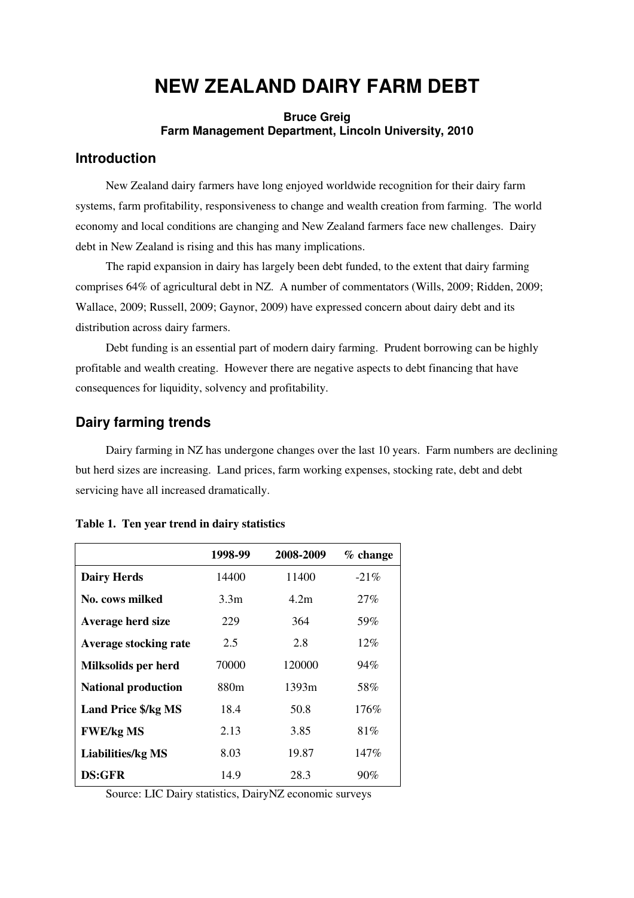# NEW ZEALAND DAIRY FARM DEBT

**Bruce Greig**
**Farm Management Department, Lincoln University, 2010**

## Introduction

New Zealand dairy farmers have long enjoyed worldwide recognition for their dairy farm systems, farm profitability, responsiveness to change and wealth creation from farming. The world economy and local conditions are changing and New Zealand farmers face new challenges. Dairy debt in New Zealand is rising and this has many implications.

The rapid expansion in dairy has largely been debt funded, to the extent that dairy farming comprises 64% of agricultural debt in NZ. A number of commentators (Wills, 2009; Ridden, 2009; Wallace, 2009; Russell, 2009; Gaynor, 2009) have expressed concern about dairy debt and its distribution across dairy farmers.

Debt funding is an essential part of modern dairy farming. Prudent borrowing can be highly profitable and wealth creating. However there are negative aspects to debt financing that have consequences for liquidity, solvency and profitability.

## Dairy farming trends

Dairy farming in NZ has undergone changes over the last 10 years. Farm numbers are declining but herd sizes are increasing. Land prices, farm working expenses, stocking rate, debt and debt servicing have all increased dramatically.

**Table 1. Ten year trend in dairy statistics**

| | 1998-99 | 2008-2009 | % change |
|---|---|---|---|
| **Dairy Herds** | 14400 | 11400 | -21% |
| **No. cows milked** | 3.3m | 4.2m | 27% |
| **Average herd size** | 229 | 364 | 59% |
| **Average stocking rate** | 2.5 | 2.8 | 12% |
| **Milksolids per herd** | 70000 | 120000 | 94% |
| **National production** | 880m | 1393m | 58% |
| **Land Price $/kg MS** | 18.4 | 50.8 | 176% |
| **FWE/kg MS** | 2.13 | 3.85 | 81% |
| **Liabilities/kg MS** | 8.03 | 19.87 | 147% |
| **DS:GFR** | 14.9 | 28.3 | 90% |

Source: LIC Dairy statistics, DairyNZ economic surveys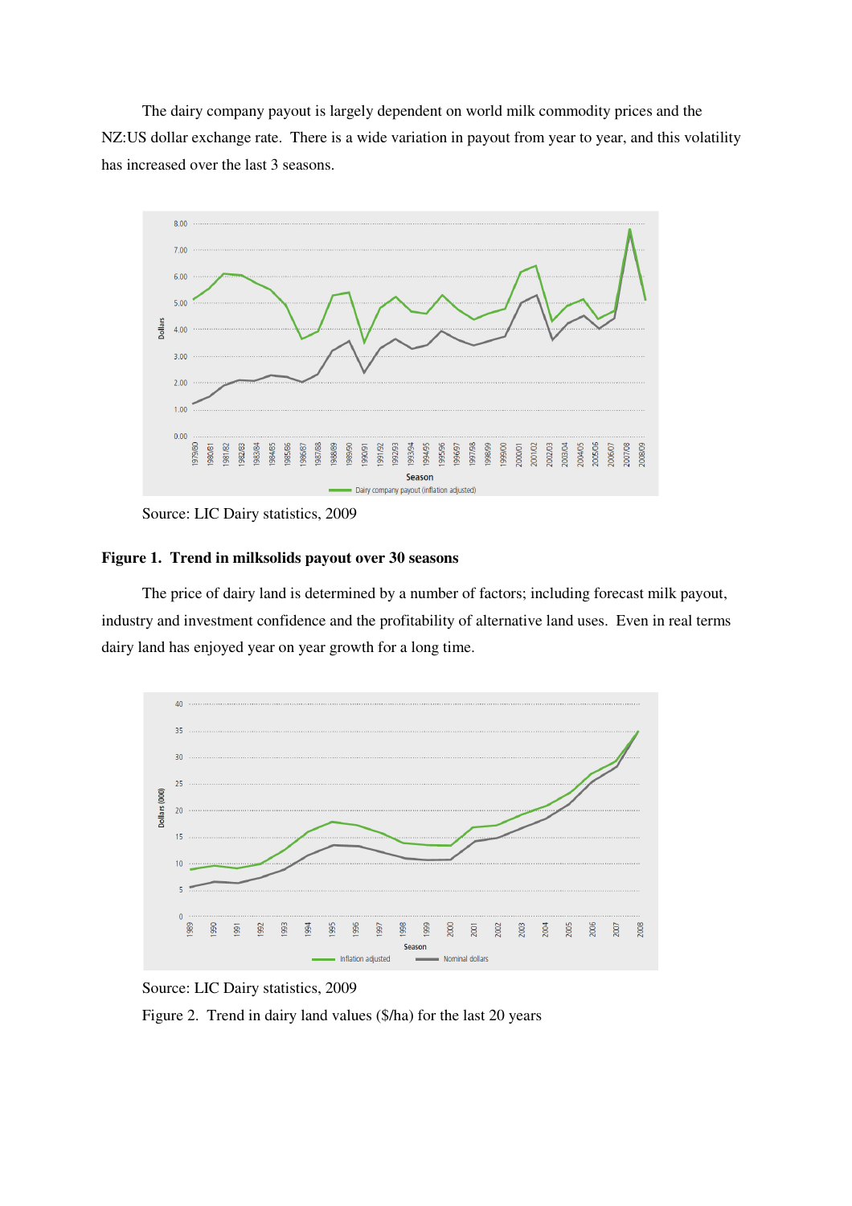The dairy company payout is largely dependent on world milk commodity prices and the NZ:US dollar exchange rate. There is a wide variation in payout from year to year, and this volatility has increased over the last 3 seasons.

Source: LIC Dairy statistics, 2009

**Figure 1. Trend in milksolids payout over 30 seasons**

The price of dairy land is determined by a number of factors; including forecast milk payout, industry and investment confidence and the profitability of alternative land uses. Even in real terms dairy land has enjoyed year on year growth for a long time.

Source: LIC Dairy statistics, 2009

Figure 2. Trend in dairy land values ($/ha) for the last 20 years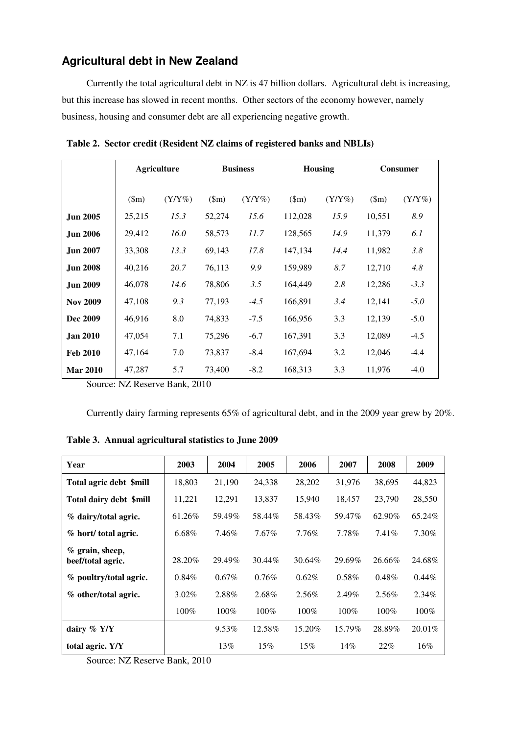## Agricultural debt in New Zealand

Currently the total agricultural debt in NZ is 47 billion dollars. Agricultural debt is increasing, but this increase has slowed in recent months. Other sectors of the economy however, namely business, housing and consumer debt are all experiencing negative growth.

**Table 2. Sector credit (Resident NZ claims of registered banks and NBLIs)**

| | Agriculture | | Business | | Housing | | Consumer | |
|---|---|---|---|---|---|---|---|---|
| | ($m) | (Y/Y%) | ($m) | (Y/Y%) | ($m) | (Y/Y%) | ($m) | (Y/Y%) |
| **Jun 2005** | 25,215 | *15.3* | 52,274 | *15.6* | 112,028 | *15.9* | 10,551 | *8.9* |
| **Jun 2006** | 29,412 | *16.0* | 58,573 | *11.7* | 128,565 | *14.9* | 11,379 | *6.1* |
| **Jun 2007** | 33,308 | *13.3* | 69,143 | *17.8* | 147,134 | *14.4* | 11,982 | *3.8* |
| **Jun 2008** | 40,216 | *20.7* | 76,113 | *9.9* | 159,989 | *8.7* | 12,710 | *4.8* |
| **Jun 2009** | 46,078 | *14.6* | 78,806 | *3.5* | 164,449 | *2.8* | 12,286 | *-3.3* |
| **Nov 2009** | 47,108 | *9.3* | 77,193 | *-4.5* | 166,891 | *3.4* | 12,141 | *-5.0* |
| **Dec 2009** | 46,916 | 8.0 | 74,833 | -7.5 | 166,956 | 3.3 | 12,139 | -5.0 |
| **Jan 2010** | 47,054 | 7.1 | 75,296 | -6.7 | 167,391 | 3.3 | 12,089 | -4.5 |
| **Feb 2010** | 47,164 | 7.0 | 73,837 | -8.4 | 167,694 | 3.2 | 12,046 | -4.4 |
| **Mar 2010** | 47,287 | 5.7 | 73,400 | -8.2 | 168,313 | 3.3 | 11,976 | -4.0 |

Source: NZ Reserve Bank, 2010

Currently dairy farming represents 65% of agricultural debt, and in the 2009 year grew by 20%.

**Table 3. Annual agricultural statistics to June 2009**

| Year | 2003 | 2004 | 2005 | 2006 | 2007 | 2008 | 2009 |
|---|---|---|---|---|---|---|---|
| **Total agric debt $mill** | 18,803 | 21,190 | 24,338 | 28,202 | 31,976 | 38,695 | 44,823 |
| **Total dairy debt $mill** | 11,221 | 12,291 | 13,837 | 15,940 | 18,457 | 23,790 | 28,550 |
| **% dairy/total agric.** | 61.26% | 59.49% | 58.44% | 58.43% | 59.47% | 62.90% | 65.24% |
| **% hort/ total agric.** | 6.68% | 7.46% | 7.67% | 7.76% | 7.78% | 7.41% | 7.30% |
| **% grain, sheep, beef/total agric.** | 28.20% | 29.49% | 30.44% | 30.64% | 29.69% | 26.66% | 24.68% |
| **% poultry/total agric.** | 0.84% | 0.67% | 0.76% | 0.62% | 0.58% | 0.48% | 0.44% |
| **% other/total agric.** | 3.02% | 2.88% | 2.68% | 2.56% | 2.49% | 2.56% | 2.34% |
| | 100% | 100% | 100% | 100% | 100% | 100% | 100% |
| **dairy % Y/Y** | | 9.53% | 12.58% | 15.20% | 15.79% | 28.89% | 20.01% |
| **total agric. Y/Y** | | 13% | 15% | 15% | 14% | 22% | 16% |

Source: NZ Reserve Bank, 2010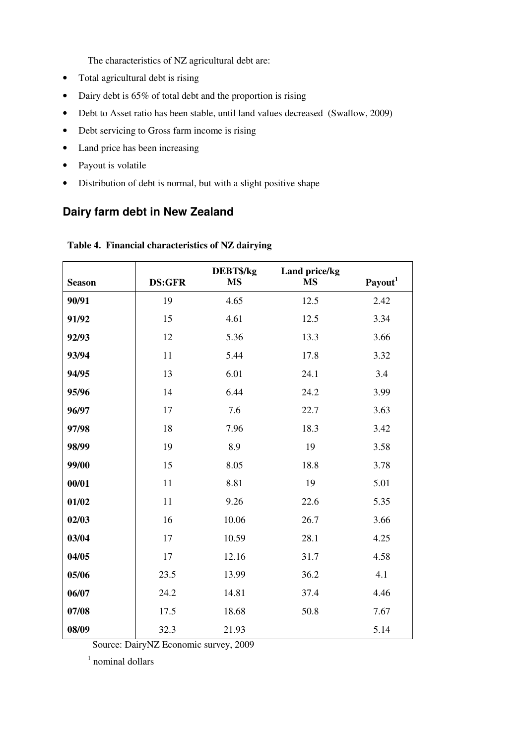The characteristics of NZ agricultural debt are:

- Total agricultural debt is rising
- Dairy debt is 65% of total debt and the proportion is rising
- Debt to Asset ratio has been stable, until land values decreased (Swallow, 2009)
- Debt servicing to Gross farm income is rising
- Land price has been increasing
- Payout is volatile
- Distribution of debt is normal, but with a slight positive shape

## Dairy farm debt in New Zealand

**Table 4. Financial characteristics of NZ dairying**

| Season | DS:GFR | DEBT$/kg MS | Land price/kg MS | Payout[1] |
|---|---|---|---|---|
| **90/91** | 19 | 4.65 | 12.5 | 2.42 |
| **91/92** | 15 | 4.61 | 12.5 | 3.34 |
| **92/93** | 12 | 5.36 | 13.3 | 3.66 |
| **93/94** | 11 | 5.44 | 17.8 | 3.32 |
| **94/95** | 13 | 6.01 | 24.1 | 3.4 |
| **95/96** | 14 | 6.44 | 24.2 | 3.99 |
| **96/97** | 17 | 7.6 | 22.7 | 3.63 |
| **97/98** | 18 | 7.96 | 18.3 | 3.42 |
| **98/99** | 19 | 8.9 | 19 | 3.58 |
| **99/00** | 15 | 8.05 | 18.8 | 3.78 |
| **00/01** | 11 | 8.81 | 19 | 5.01 |
| **01/02** | 11 | 9.26 | 22.6 | 5.35 |
| **02/03** | 16 | 10.06 | 26.7 | 3.66 |
| **03/04** | 17 | 10.59 | 28.1 | 4.25 |
| **04/05** | 17 | 12.16 | 31.7 | 4.58 |
| **05/06** | 23.5 | 13.99 | 36.2 | 4.1 |
| **06/07** | 24.2 | 14.81 | 37.4 | 4.46 |
| **07/08** | 17.5 | 18.68 | 50.8 | 7.67 |
| **08/09** | 32.3 | 21.93 | | 5.14 |

Source: DairyNZ Economic survey, 2009

[1] nominal dollars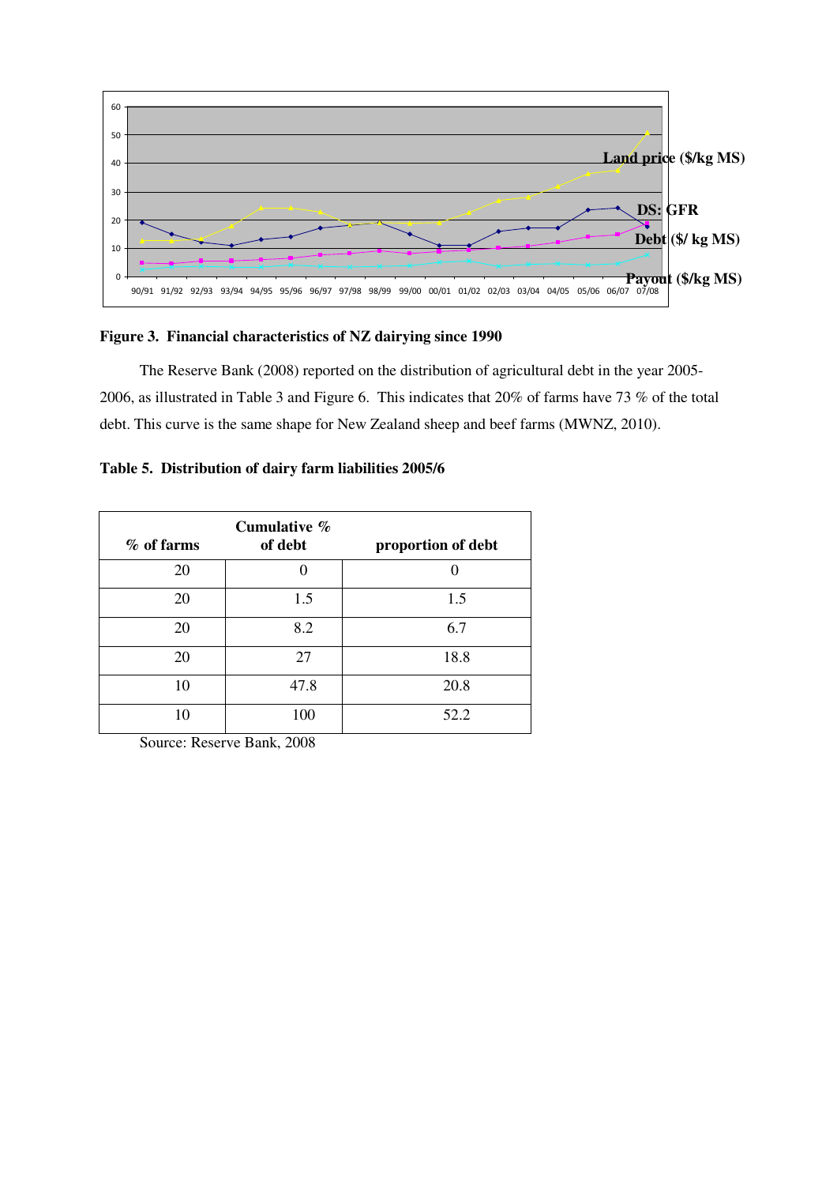**Figure 3. Financial characteristics of NZ dairying since 1990**

The Reserve Bank (2008) reported on the distribution of agricultural debt in the year 2005-2006, as illustrated in Table 3 and Figure 6. This indicates that 20% of farms have 73 % of the total debt. This curve is the same shape for New Zealand sheep and beef farms (MWNZ, 2010).

**Table 5. Distribution of dairy farm liabilities 2005/6**

| % of farms | Cumulative % of debt | proportion of debt |
|---|---|---|
| 20 | 0 | 0 |
| 20 | 1.5 | 1.5 |
| 20 | 8.2 | 6.7 |
| 20 | 27 | 18.8 |
| 10 | 47.8 | 20.8 |
| 10 | 100 | 52.2 |

Source: Reserve Bank, 2008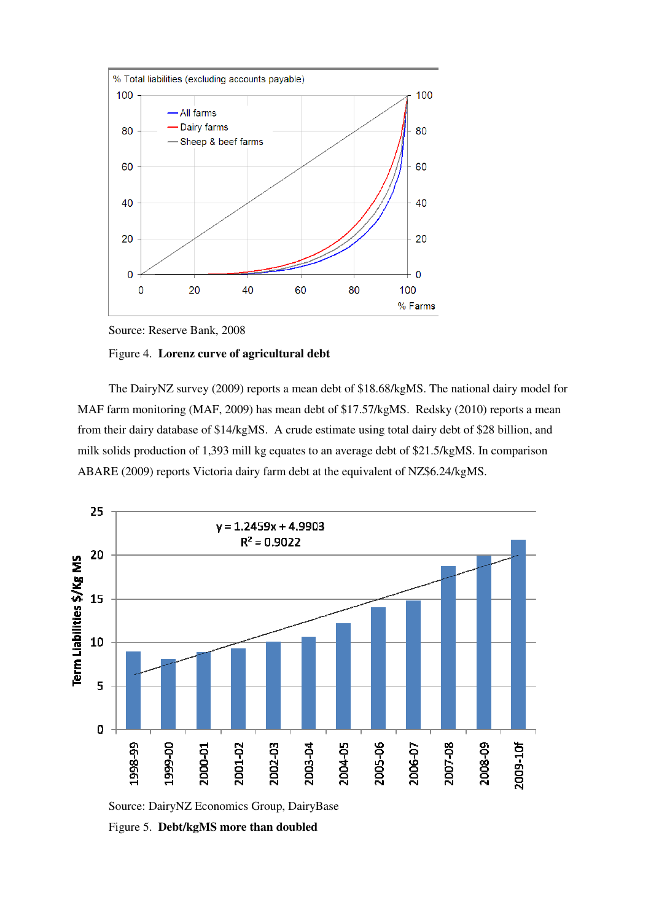Source: Reserve Bank, 2008

Figure 4. **Lorenz curve of agricultural debt**

The DairyNZ survey (2009) reports a mean debt of $18.68/kgMS. The national dairy model for MAF farm monitoring (MAF, 2009) has mean debt of $17.57/kgMS. Redsky (2010) reports a mean from their dairy database of $14/kgMS. A crude estimate using total dairy debt of $28 billion, and milk solids production of 1,393 mill kg equates to an average debt of $21.5/kgMS. In comparison ABARE (2009) reports Victoria dairy farm debt at the equivalent of NZ$6.24/kgMS.

Source: DairyNZ Economics Group, DairyBase

Figure 5. **Debt/kgMS more than doubled**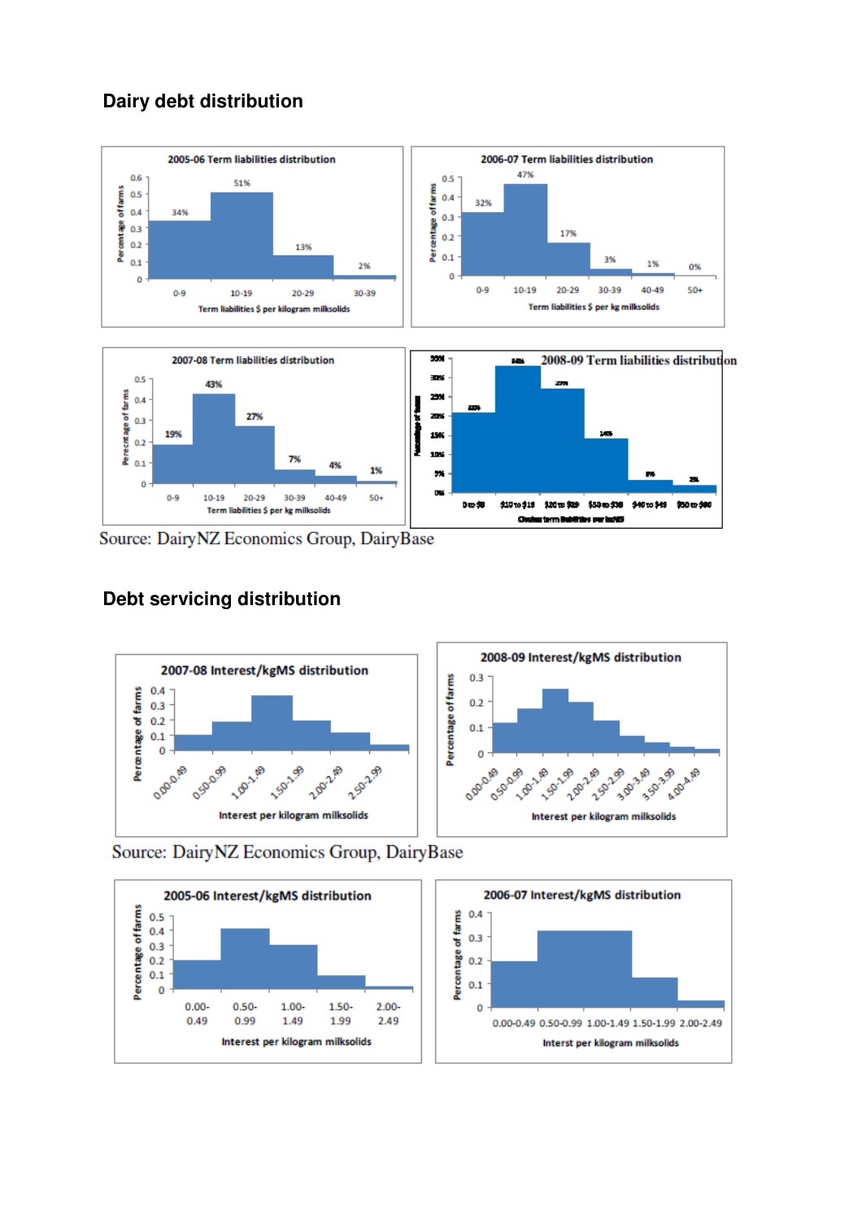## Dairy debt distribution

Source: DairyNZ Economics Group, DairyBase

## Debt servicing distribution

Source: DairyNZ Economics Group, DairyBase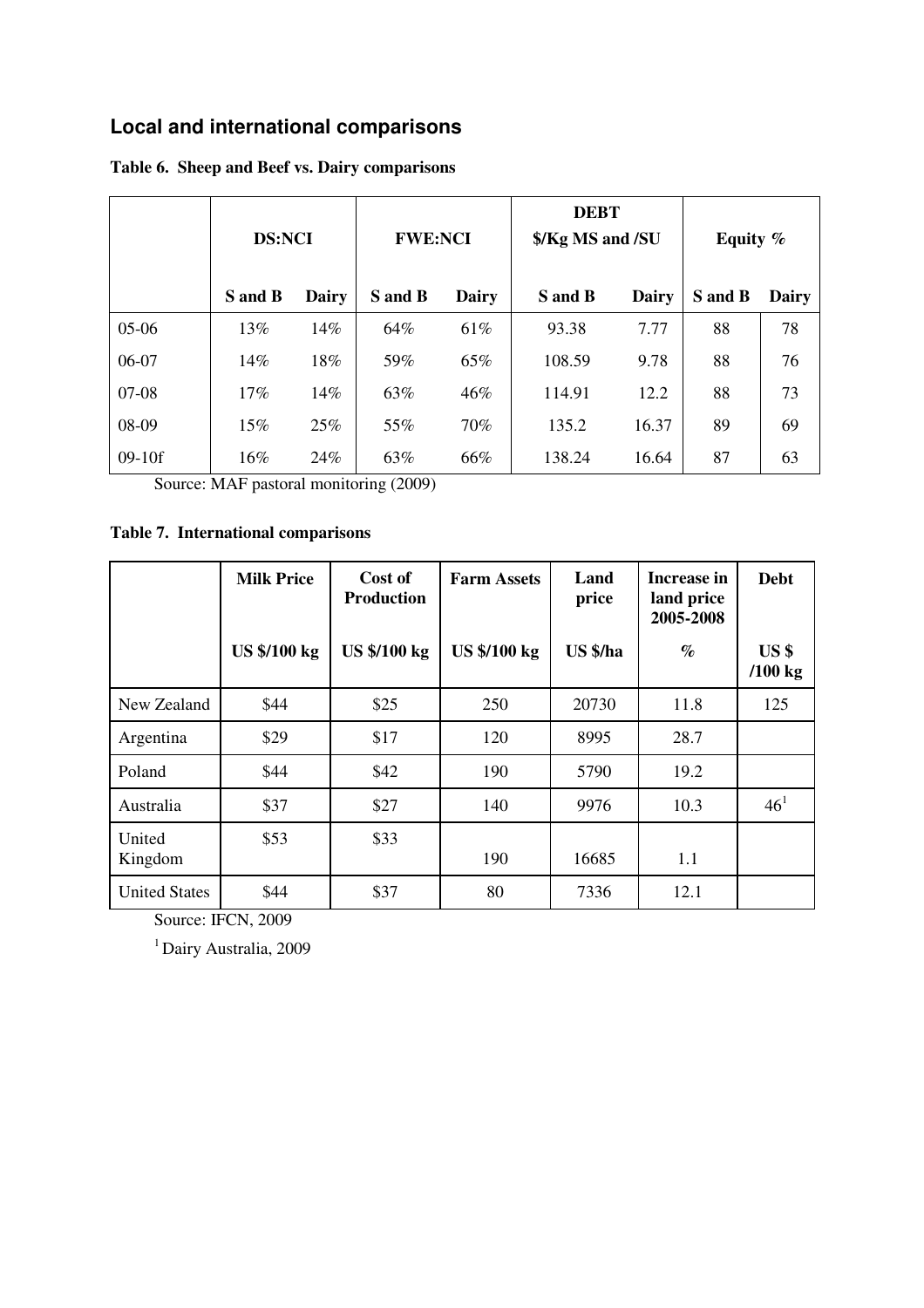## Local and international comparisons

**Table 6. Sheep and Beef vs. Dairy comparisons**

| | DS:NCI | | FWE:NCI | | DEBT $/Kg MS and /SU | | Equity % | |
|---|---|---|---|---|---|---|---|---|
| | S and B | Dairy | S and B | Dairy | S and B | Dairy | S and B | Dairy |
| 05-06 | 13% | 14% | 64% | 61% | 93.38 | 7.77 | 88 | 78 |
| 06-07 | 14% | 18% | 59% | 65% | 108.59 | 9.78 | 88 | 76 |
| 07-08 | 17% | 14% | 63% | 46% | 114.91 | 12.2 | 88 | 73 |
| 08-09 | 15% | 25% | 55% | 70% | 135.2 | 16.37 | 89 | 69 |
| 09-10f | 16% | 24% | 63% | 66% | 138.24 | 16.64 | 87 | 63 |

Source: MAF pastoral monitoring (2009)

**Table 7. International comparisons**

| | Milk Price | Cost of Production | Farm Assets | Land price | Increase in land price 2005-2008 | Debt |
|---|---|---|---|---|---|---|
| | US $/100 kg | US $/100 kg | US $/100 kg | US $/ha | % | US $ /100 kg |
| New Zealand | $44 | $25 | 250 | 20730 | 11.8 | 125 |
| Argentina | $29 | $17 | 120 | 8995 | 28.7 | |
| Poland | $44 | $42 | 190 | 5790 | 19.2 | |
| Australia | $37 | $27 | 140 | 9976 | 10.3 | 46[1] |
| United Kingdom | $53 | $33 | 190 | 16685 | 1.1 | |
| United States | $44 | $37 | 80 | 7336 | 12.1 | |

Source: IFCN, 2009

[1] Dairy Australia, 2009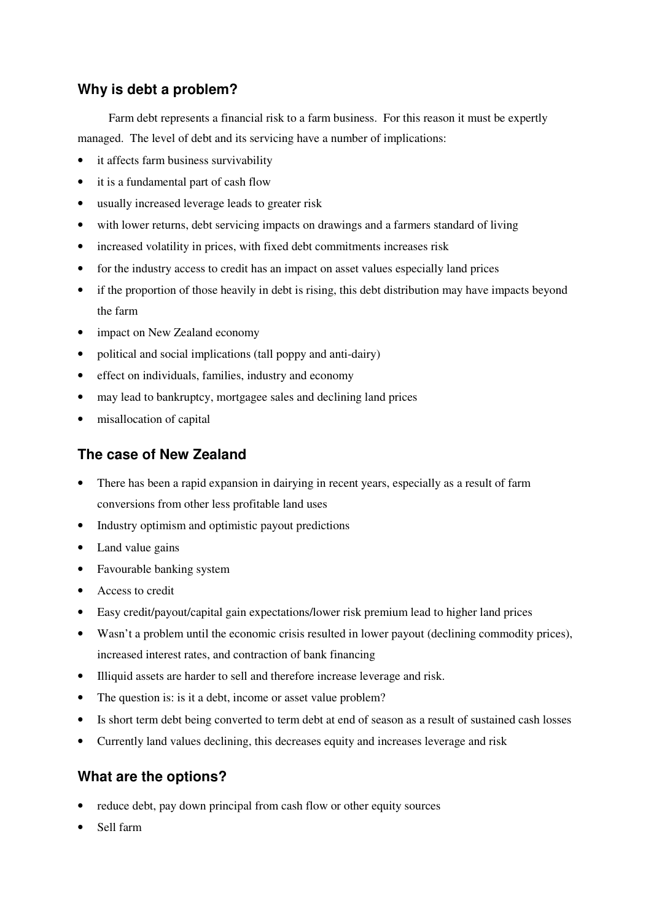## Why is debt a problem?

Farm debt represents a financial risk to a farm business. For this reason it must be expertly managed. The level of debt and its servicing have a number of implications:

- it affects farm business survivability
- it is a fundamental part of cash flow
- usually increased leverage leads to greater risk
- with lower returns, debt servicing impacts on drawings and a farmers standard of living
- increased volatility in prices, with fixed debt commitments increases risk
- for the industry access to credit has an impact on asset values especially land prices
- if the proportion of those heavily in debt is rising, this debt distribution may have impacts beyond the farm
- impact on New Zealand economy
- political and social implications (tall poppy and anti-dairy)
- effect on individuals, families, industry and economy
- may lead to bankruptcy, mortgagee sales and declining land prices
- misallocation of capital

## The case of New Zealand

- There has been a rapid expansion in dairying in recent years, especially as a result of farm conversions from other less profitable land uses
- Industry optimism and optimistic payout predictions
- Land value gains
- Favourable banking system
- Access to credit
- Easy credit/payout/capital gain expectations/lower risk premium lead to higher land prices
- Wasn't a problem until the economic crisis resulted in lower payout (declining commodity prices), increased interest rates, and contraction of bank financing
- Illiquid assets are harder to sell and therefore increase leverage and risk.
- The question is: is it a debt, income or asset value problem?
- Is short term debt being converted to term debt at end of season as a result of sustained cash losses
- Currently land values declining, this decreases equity and increases leverage and risk

## What are the options?

- reduce debt, pay down principal from cash flow or other equity sources
- Sell farm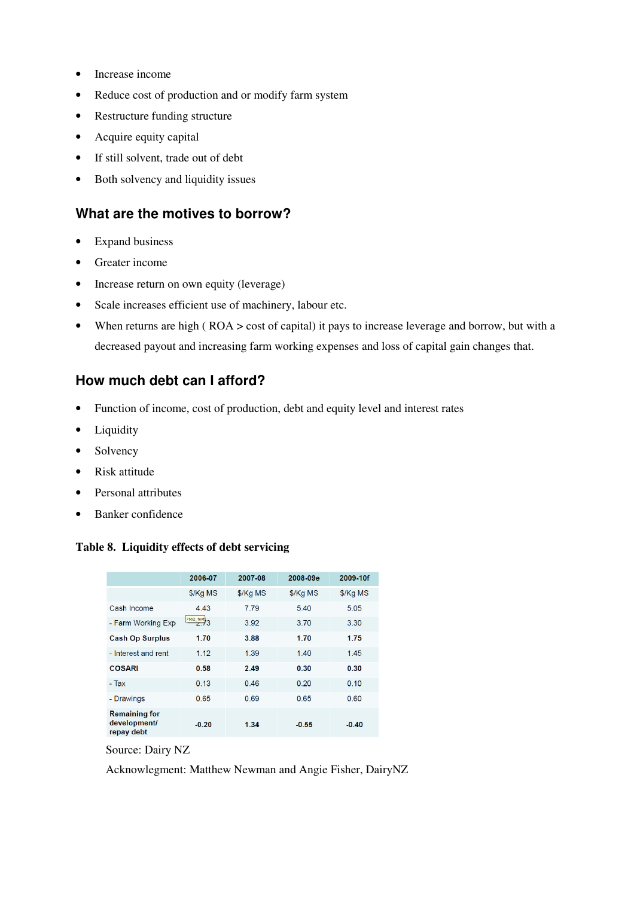- Increase income
- Reduce cost of production and or modify farm system
- Restructure funding structure
- Acquire equity capital
- If still solvent, trade out of debt
- Both solvency and liquidity issues

## What are the motives to borrow?

- Expand business
- Greater income
- Increase return on own equity (leverage)
- Scale increases efficient use of machinery, labour etc.
- When returns are high ( ROA > cost of capital) it pays to increase leverage and borrow, but with a decreased payout and increasing farm working expenses and loss of capital gain changes that.

## How much debt can I afford?

- Function of income, cost of production, debt and equity level and interest rates
- Liquidity
- Solvency
- Risk attitude
- Personal attributes
- Banker confidence

**Table 8. Liquidity effects of debt servicing**

| | 2006-07 | 2007-08 | 2008-09e | 2009-10f |
|---|---|---|---|---|
| | $/Kg MS | $/Kg MS | $/Kg MS | $/Kg MS |
| Cash Income | 4.43 | 7.79 | 5.40 | 5.05 |
| - Farm Working Exp | 2.73 | 3.92 | 3.70 | 3.30 |
| **Cash Op Surplus** | **1.70** | **3.88** | **1.70** | **1.75** |
| - Interest and rent | 1.12 | 1.39 | 1.40 | 1.45 |
| **COSARI** | **0.58** | **2.49** | **0.30** | **0.30** |
| - Tax | 0.13 | 0.46 | 0.20 | 0.10 |
| - Drawings | 0.65 | 0.69 | 0.65 | 0.60 |
| **Remaining for development/ repay debt** | **-0.20** | **1.34** | **-0.55** | **-0.40** |

Source: Dairy NZ

Acknowledgment: Matthew Newman and Angie Fisher, DairyNZ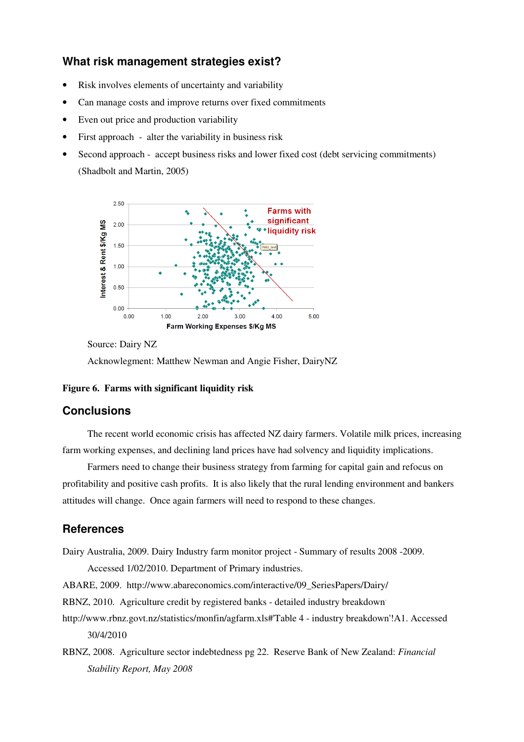## What risk management strategies exist?

- Risk involves elements of uncertainty and variability
- Can manage costs and improve returns over fixed commitments
- Even out price and production variability
- First approach - alter the variability in business risk
- Second approach - accept business risks and lower fixed cost (debt servicing commitments) (Shadbolt and Martin, 2005)

Source: Dairy NZ

Acknowlegment: Matthew Newman and Angie Fisher, DairyNZ

**Figure 6. Farms with significant liquidity risk**

## Conclusions

The recent world economic crisis has affected NZ dairy farmers. Volatile milk prices, increasing farm working expenses, and declining land prices have had solvency and liquidity implications.

Farmers need to change their business strategy from farming for capital gain and refocus on profitability and positive cash profits. It is also likely that the rural lending environment and bankers attitudes will change. Once again farmers will need to respond to these changes.

## References

Dairy Australia, 2009. Dairy Industry farm monitor project - Summary of results 2008 -2009. Accessed 1/02/2010. Department of Primary industries.

ABARE, 2009. http://www.abareconomics.com/interactive/09_SeriesPapers/Dairy/

RBNZ, 2010. Agriculture credit by registered banks - detailed industry breakdown http://www.rbnz.govt.nz/statistics/monfin/agfarm.xls#'Table 4 - industry breakdown'!A1. Accessed 30/4/2010

RBNZ, 2008. Agriculture sector indebtedness pg 22. Reserve Bank of New Zealand: *Financial Stability Report, May 2008*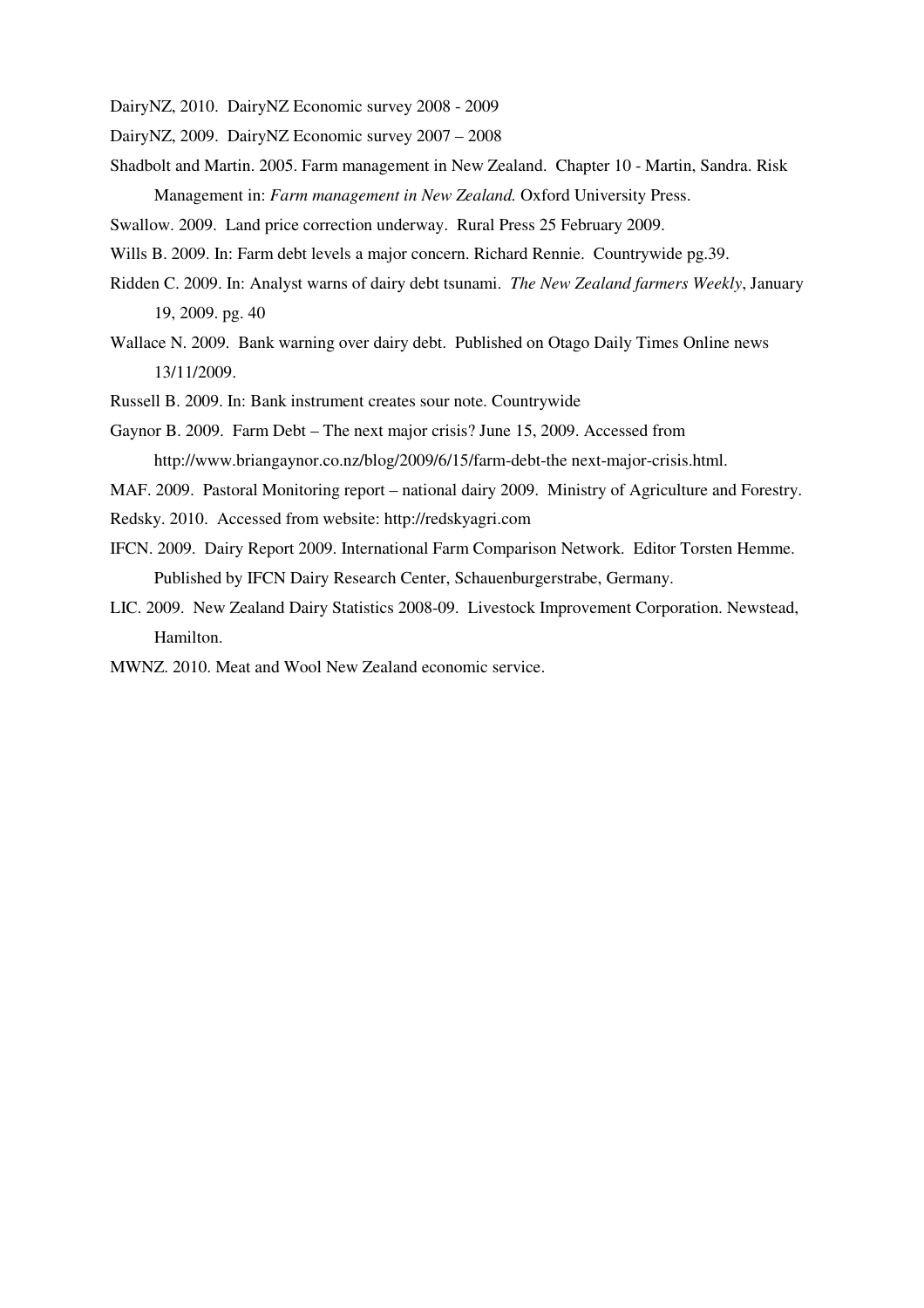DairyNZ, 2010. DairyNZ Economic survey 2008 - 2009

DairyNZ, 2009. DairyNZ Economic survey 2007 – 2008

Shadbolt and Martin. 2005. Farm management in New Zealand. Chapter 10 - Martin, Sandra. Risk Management in: *Farm management in New Zealand.* Oxford University Press.

Swallow. 2009. Land price correction underway. Rural Press 25 February 2009.

Wills B. 2009. In: Farm debt levels a major concern. Richard Rennie. Countrywide pg.39.

Ridden C. 2009. In: Analyst warns of dairy debt tsunami. *The New Zealand farmers Weekly*, January 19, 2009. pg. 40

Wallace N. 2009. Bank warning over dairy debt. Published on Otago Daily Times Online news 13/11/2009.

Russell B. 2009. In: Bank instrument creates sour note. Countrywide

Gaynor B. 2009. Farm Debt – The next major crisis? June 15, 2009. Accessed from http://www.briangaynor.co.nz/blog/2009/6/15/farm-debt-the next-major-crisis.html.

MAF. 2009. Pastoral Monitoring report – national dairy 2009. Ministry of Agriculture and Forestry.

Redsky. 2010. Accessed from website: http://redskyagri.com

IFCN. 2009. Dairy Report 2009. International Farm Comparison Network. Editor Torsten Hemme. Published by IFCN Dairy Research Center, Schauenburgerstrabe, Germany.

LIC. 2009. New Zealand Dairy Statistics 2008-09. Livestock Improvement Corporation. Newstead, Hamilton.

MWNZ. 2010. Meat and Wool New Zealand economic service.